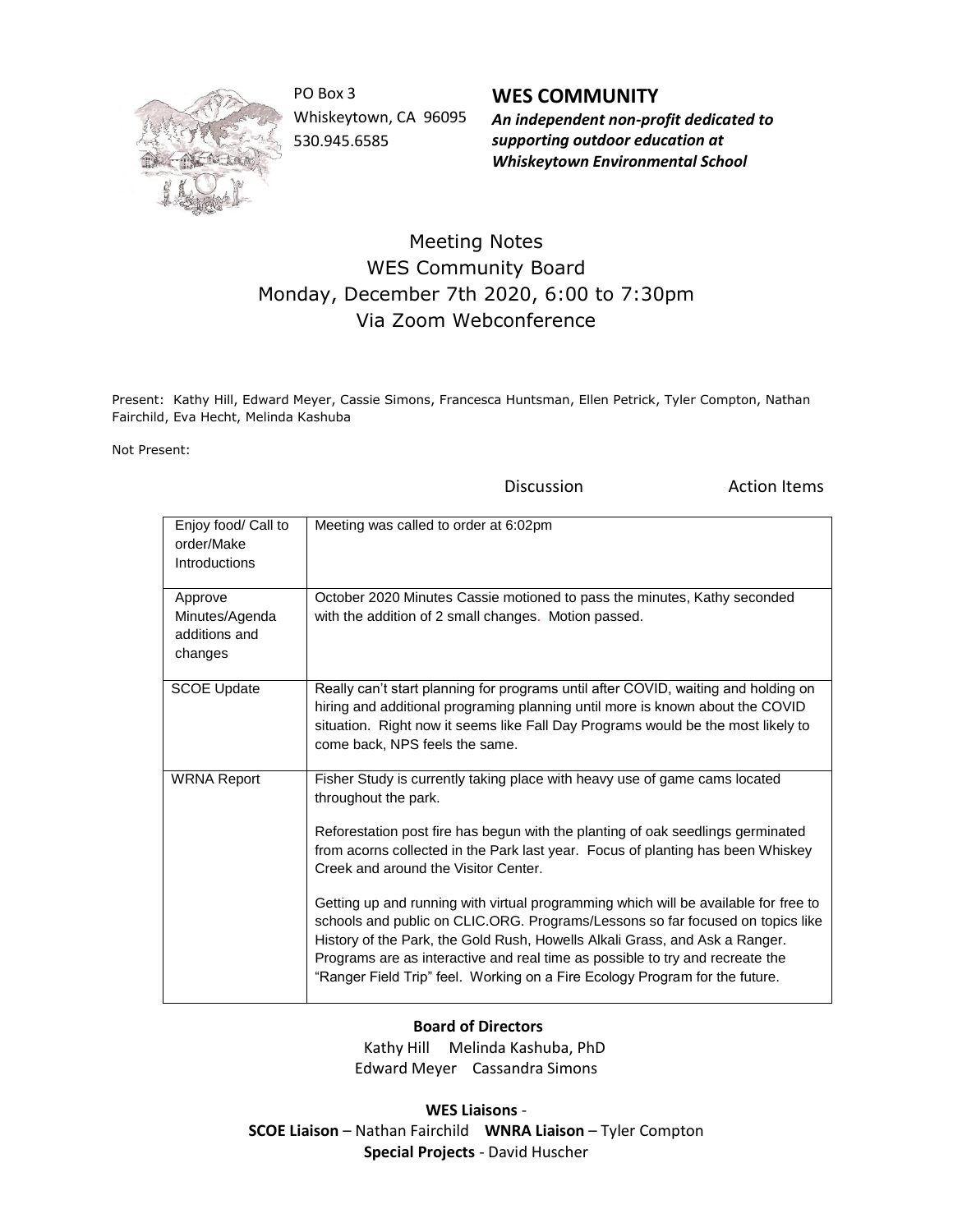PO Box 3
Whiskeytown, CA 96095
530.945.6585

**WES COMMUNITY**
***An independent non-profit dedicated to supporting outdoor education at Whiskeytown Environmental School***

# Meeting Notes
## WES Community Board
## Monday, December 7th 2020, 6:00 to 7:30pm
## Via Zoom Webconference

Present: Kathy Hill, Edward Meyer, Cassie Simons, Francesca Huntsman, Ellen Petrick, Tyler Compton, Nathan Fairchild, Eva Hecht, Melinda Kashuba

Not Present:

| | Discussion | Action Items |
|---|---|---|
| Enjoy food/ Call to order/Make Introductions | Meeting was called to order at 6:02pm | |
| Approve Minutes/Agenda additions and changes | October 2020 Minutes Cassie motioned to pass the minutes, Kathy seconded with the addition of 2 small changes. Motion passed. | |
| SCOE Update | Really can't start planning for programs until after COVID, waiting and holding on hiring and additional programing planning until more is known about the COVID situation. Right now it seems like Fall Day Programs would be the most likely to come back, NPS feels the same. | |
| WRNA Report | Fisher Study is currently taking place with heavy use of game cams located throughout the park.<br><br>Reforestation post fire has begun with the planting of oak seedlings germinated from acorns collected in the Park last year. Focus of planting has been Whiskey Creek and around the Visitor Center.<br><br>Getting up and running with virtual programming which will be available for free to schools and public on CLIC.ORG. Programs/Lessons so far focused on topics like History of the Park, the Gold Rush, Howells Alkali Grass, and Ask a Ranger. Programs are as interactive and real time as possible to try and recreate the "Ranger Field Trip" feel. Working on a Fire Ecology Program for the future. | |

**Board of Directors**
Kathy Hill Melinda Kashuba, PhD
Edward Meyer Cassandra Simons

**WES Liaisons** -
**SCOE Liaison** – Nathan Fairchild **WNRA Liaison** – Tyler Compton
**Special Projects** - David Huscher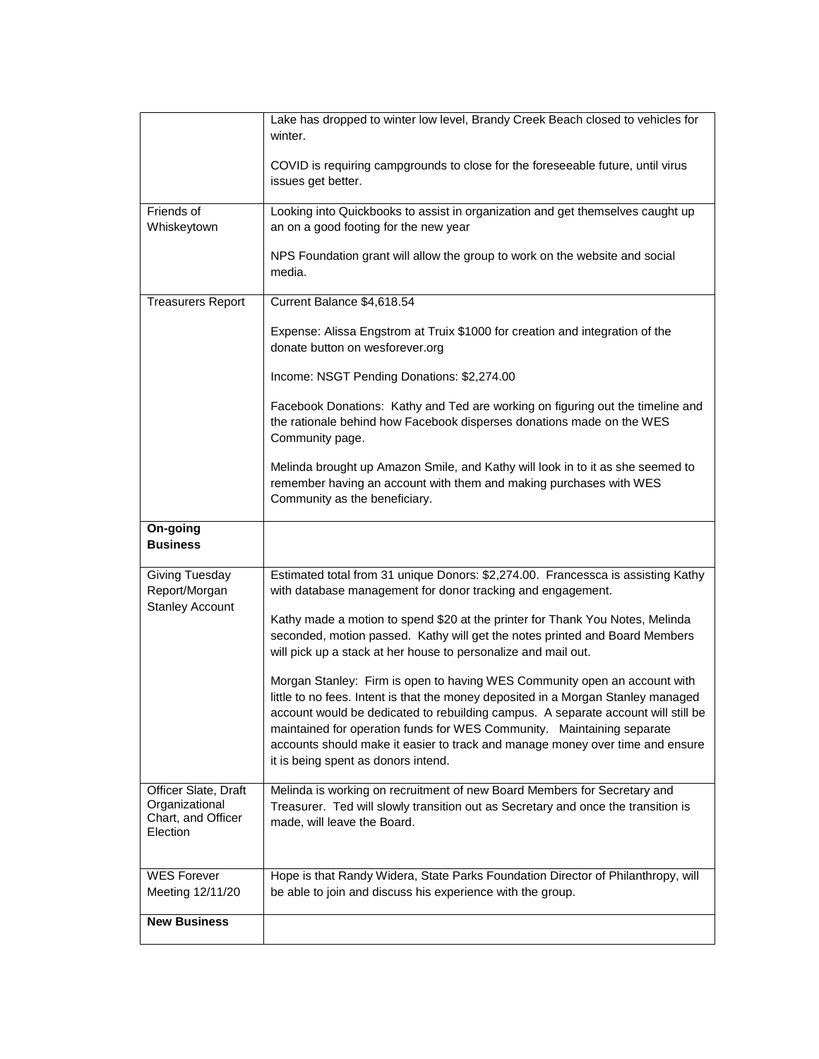| | |
|---|---|
| | Lake has dropped to winter low level, Brandy Creek Beach closed to vehicles for winter.<br><br>COVID is requiring campgrounds to close for the foreseeable future, until virus issues get better. |
| Friends of Whiskeytown | Looking into Quickbooks to assist in organization and get themselves caught up an on a good footing for the new year<br><br>NPS Foundation grant will allow the group to work on the website and social media. |
| Treasurers Report | Current Balance $4,618.54<br><br>Expense: Alissa Engstrom at Truix $1000 for creation and integration of the donate button on wesforever.org<br><br>Income: NSGT Pending Donations: $2,274.00<br><br>Facebook Donations: Kathy and Ted are working on figuring out the timeline and the rationale behind how Facebook disperses donations made on the WES Community page.<br><br>Melinda brought up Amazon Smile, and Kathy will look in to it as she seemed to remember having an account with them and making purchases with WES Community as the beneficiary. |
| **On-going Business** | |
| Giving Tuesday Report/Morgan Stanley Account | Estimated total from 31 unique Donors: $2,274.00. Francessca is assisting Kathy with database management for donor tracking and engagement.<br><br>Kathy made a motion to spend $20 at the printer for Thank You Notes, Melinda seconded, motion passed. Kathy will get the notes printed and Board Members will pick up a stack at her house to personalize and mail out.<br><br>Morgan Stanley: Firm is open to having WES Community open an account with little to no fees. Intent is that the money deposited in a Morgan Stanley managed account would be dedicated to rebuilding campus. A separate account will still be maintained for operation funds for WES Community. Maintaining separate accounts should make it easier to track and manage money over time and ensure it is being spent as donors intend. |
| Officer Slate, Draft Organizational Chart, and Officer Election | Melinda is working on recruitment of new Board Members for Secretary and Treasurer. Ted will slowly transition out as Secretary and once the transition is made, will leave the Board. |
| WES Forever Meeting 12/11/20 | Hope is that Randy Widera, State Parks Foundation Director of Philanthropy, will be able to join and discuss his experience with the group. |
| **New Business** | |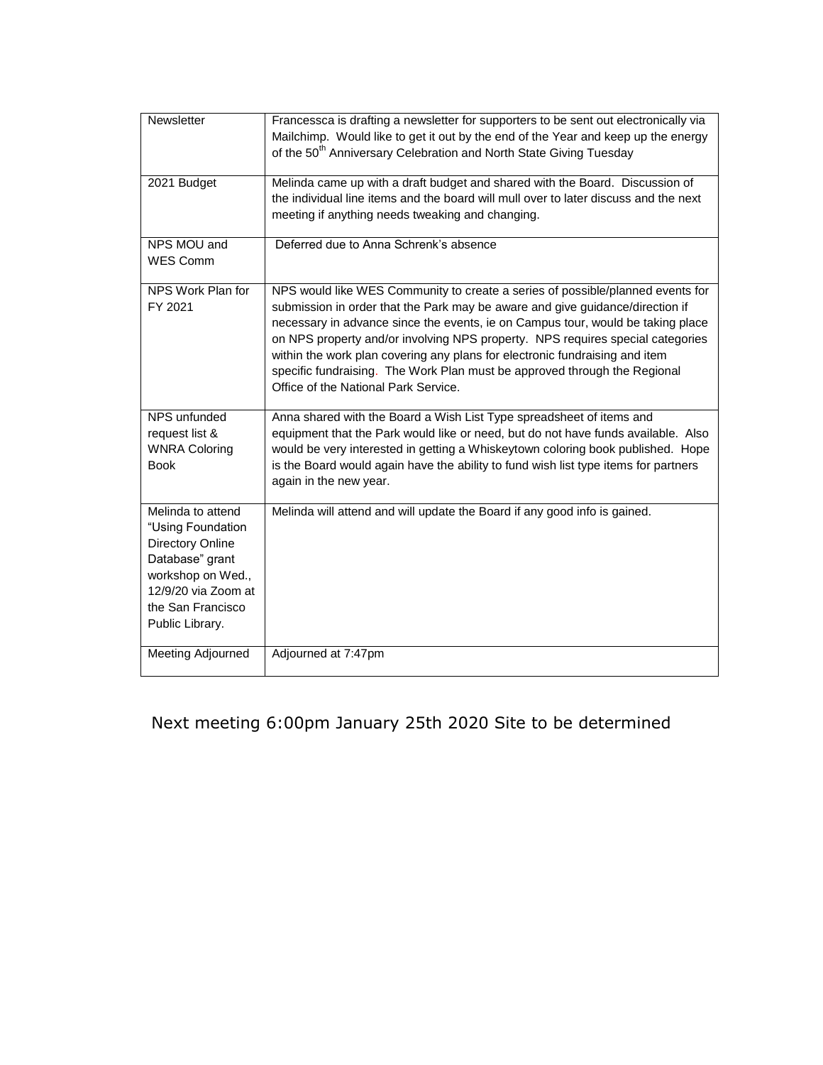| | |
|---|---|
| Newsletter | Francessca is drafting a newsletter for supporters to be sent out electronically via Mailchimp. Would like to get it out by the end of the Year and keep up the energy of the 50th Anniversary Celebration and North State Giving Tuesday |
| 2021 Budget | Melinda came up with a draft budget and shared with the Board. Discussion of the individual line items and the board will mull over to later discuss and the next meeting if anything needs tweaking and changing. |
| NPS MOU and WES Comm | Deferred due to Anna Schrenk's absence |
| NPS Work Plan for FY 2021 | NPS would like WES Community to create a series of possible/planned events for submission in order that the Park may be aware and give guidance/direction if necessary in advance since the events, ie on Campus tour, would be taking place on NPS property and/or involving NPS property. NPS requires special categories within the work plan covering any plans for electronic fundraising and item specific fundraising. The Work Plan must be approved through the Regional Office of the National Park Service. |
| NPS unfunded request list & WNRA Coloring Book | Anna shared with the Board a Wish List Type spreadsheet of items and equipment that the Park would like or need, but do not have funds available. Also would be very interested in getting a Whiskeytown coloring book published. Hope is the Board would again have the ability to fund wish list type items for partners again in the new year. |
| Melinda to attend "Using Foundation Directory Online Database" grant workshop on Wed., 12/9/20 via Zoom at the San Francisco Public Library. | Melinda will attend and will update the Board if any good info is gained. |
| Meeting Adjourned | Adjourned at 7:47pm |

Next meeting 6:00pm January 25th 2020 Site to be determined